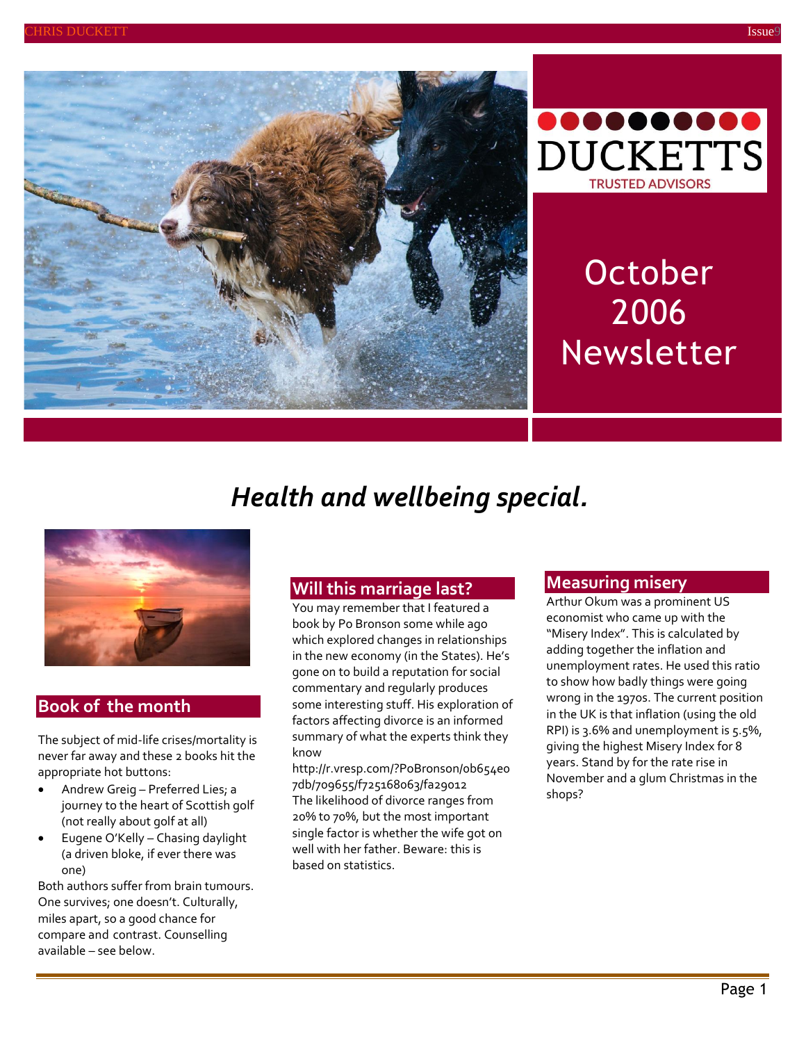DUCKETTS

TRUSTED ADVISORS

# October 2006 Newsletter

## *Health and wellbeing special.*

### Book of the month

The subject of mid-life crises/mortality is never far away and these 2 books hit the appropriate hot buttons:

- Andrew Greig – Preferred Lies; a journey to the heart of Scottish golf (not really about golf at all)
- Eugene O'Kelly – Chasing daylight (a driven bloke, if ever there was one)

Both authors suffer from brain tumours. One survives; one doesn't. Culturally, miles apart, so a good chance for compare and contrast. Counselling available – see below.

### Will this marriage last?

You may remember that I featured a book by Po Bronson some while ago which explored changes in relationships in the new economy (in the States). He's gone on to build a reputation for social commentary and regularly produces some interesting stuff. His exploration of factors affecting divorce is an informed summary of what the experts think they know http://r.vresp.com/?PoBronson/0b654e07db/709655/f725168063/fa29012
The likelihood of divorce ranges from 20% to 70%, but the most important single factor is whether the wife got on well with her father. Beware: this is based on statistics.

### Measuring misery

Arthur Okum was a prominent US economist who came up with the "Misery Index". This is calculated by adding together the inflation and unemployment rates. He used this ratio to show how badly things were going wrong in the 1970s. The current position in the UK is that inflation (using the old RPI) is 3.6% and unemployment is 5.5%, giving the highest Misery Index for 8 years. Stand by for the rate rise in November and a glum Christmas in the shops?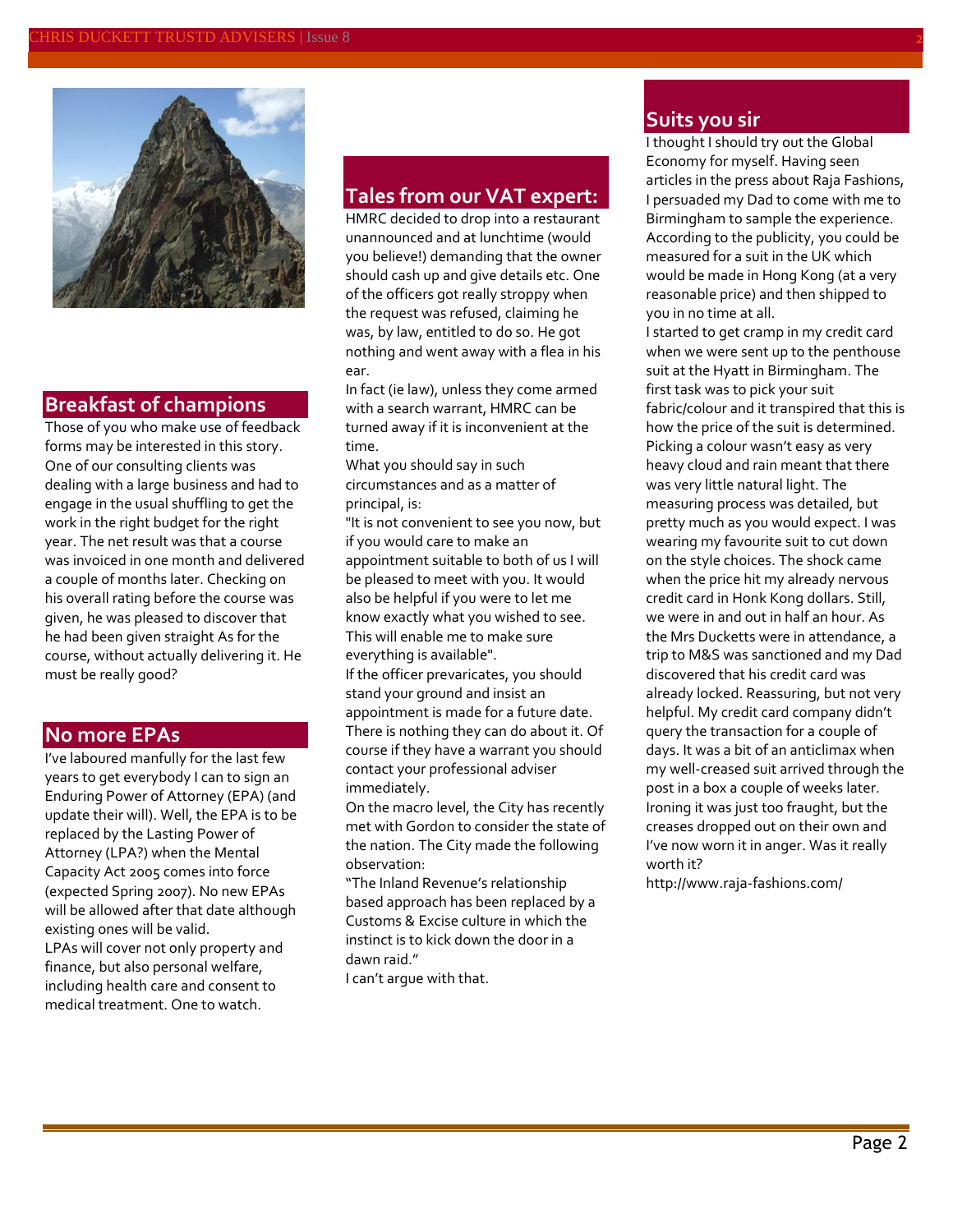## Breakfast of champions

Those of you who make use of feedback forms may be interested in this story. One of our consulting clients was dealing with a large business and had to engage in the usual shuffling to get the work in the right budget for the right year. The net result was that a course was invoiced in one month and delivered a couple of months later. Checking on his overall rating before the course was given, he was pleased to discover that he had been given straight As for the course, without actually delivering it. He must be really good?

## No more EPAs

I've laboured manfully for the last few years to get everybody I can to sign an Enduring Power of Attorney (EPA) (and update their will). Well, the EPA is to be replaced by the Lasting Power of Attorney (LPA?) when the Mental Capacity Act 2005 comes into force (expected Spring 2007). No new EPAs will be allowed after that date although existing ones will be valid.

LPAs will cover not only property and finance, but also personal welfare, including health care and consent to medical treatment. One to watch.

## Tales from our VAT expert:

HMRC decided to drop into a restaurant unannounced and at lunchtime (would you believe!) demanding that the owner should cash up and give details etc. One of the officers got really stroppy when the request was refused, claiming he was, by law, entitled to do so. He got nothing and went away with a flea in his ear.

In fact (ie law), unless they come armed with a search warrant, HMRC can be turned away if it is inconvenient at the time.

What you should say in such circumstances and as a matter of principal, is:

"It is not convenient to see you now, but if you would care to make an appointment suitable to both of us I will be pleased to meet with you. It would also be helpful if you were to let me know exactly what you wished to see. This will enable me to make sure everything is available".

If the officer prevaricates, you should stand your ground and insist an appointment is made for a future date. There is nothing they can do about it. Of course if they have a warrant you should contact your professional adviser immediately.

On the macro level, the City has recently met with Gordon to consider the state of the nation. The City made the following observation:

"The Inland Revenue's relationship based approach has been replaced by a Customs & Excise culture in which the instinct is to kick down the door in a dawn raid."

I can't argue with that.

## Suits you sir

I thought I should try out the Global Economy for myself. Having seen articles in the press about Raja Fashions, I persuaded my Dad to come with me to Birmingham to sample the experience. According to the publicity, you could be measured for a suit in the UK which would be made in Hong Kong (at a very reasonable price) and then shipped to you in no time at all.

I started to get cramp in my credit card when we were sent up to the penthouse suit at the Hyatt in Birmingham. The first task was to pick your suit fabric/colour and it transpired that this is how the price of the suit is determined. Picking a colour wasn't easy as very heavy cloud and rain meant that there was very little natural light. The measuring process was detailed, but pretty much as you would expect. I was wearing my favourite suit to cut down on the style choices. The shock came when the price hit my already nervous credit card in Honk Kong dollars. Still, we were in and out in half an hour. As the Mrs Ducketts were in attendance, a trip to M&S was sanctioned and my Dad discovered that his credit card was already locked. Reassuring, but not very helpful. My credit card company didn't query the transaction for a couple of days. It was a bit of an anticlimax when my well-creased suit arrived through the post in a box a couple of weeks later. Ironing it was just too fraught, but the creases dropped out on their own and I've now worn it in anger. Was it really worth it?

http://www.raja-fashions.com/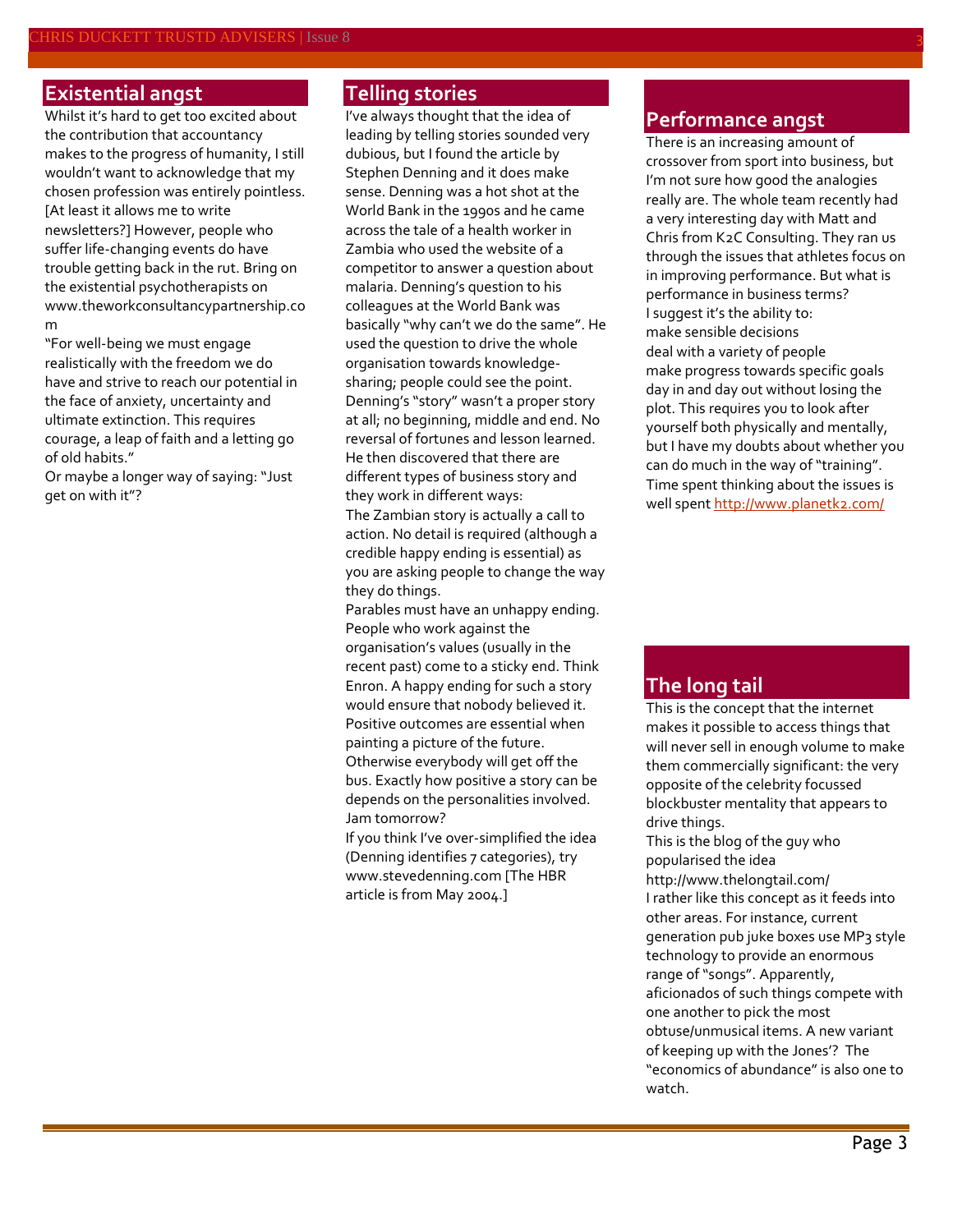## Existential angst

Whilst it's hard to get too excited about the contribution that accountancy makes to the progress of humanity, I still wouldn't want to acknowledge that my chosen profession was entirely pointless. [At least it allows me to write newsletters?] However, people who suffer life-changing events do have trouble getting back in the rut. Bring on the existential psychotherapists on www.theworkconsultancypartnership.com

"For well-being we must engage realistically with the freedom we do have and strive to reach our potential in the face of anxiety, uncertainty and ultimate extinction. This requires courage, a leap of faith and a letting go of old habits."

Or maybe a longer way of saying: "Just get on with it"?

## Telling stories

I've always thought that the idea of leading by telling stories sounded very dubious, but I found the article by Stephen Denning and it does make sense. Denning was a hot shot at the World Bank in the 1990s and he came across the tale of a health worker in Zambia who used the website of a competitor to answer a question about malaria. Denning's question to his colleagues at the World Bank was basically "why can't we do the same". He used the question to drive the whole organisation towards knowledge-sharing; people could see the point.

Denning's "story" wasn't a proper story at all; no beginning, middle and end. No reversal of fortunes and lesson learned. He then discovered that there are different types of business story and they work in different ways:

The Zambian story is actually a call to action. No detail is required (although a credible happy ending is essential) as you are asking people to change the way they do things.

Parables must have an unhappy ending. People who work against the organisation's values (usually in the recent past) come to a sticky end. Think Enron. A happy ending for such a story would ensure that nobody believed it.

Positive outcomes are essential when painting a picture of the future. Otherwise everybody will get off the bus. Exactly how positive a story can be depends on the personalities involved. Jam tomorrow?

If you think I've over-simplified the idea (Denning identifies 7 categories), try www.stevedenning.com [The HBR article is from May 2004.]

## Performance angst

There is an increasing amount of crossover from sport into business, but I'm not sure how good the analogies really are. The whole team recently had a very interesting day with Matt and Chris from K2C Consulting. They ran us through the issues that athletes focus on in improving performance. But what is performance in business terms?

I suggest it's the ability to:

make sensible decisions

deal with a variety of people

make progress towards specific goals

day in and day out without losing the plot. This requires you to look after yourself both physically and mentally, but I have my doubts about whether you can do much in the way of "training". Time spent thinking about the issues is well spent http://www.planetk2.com/

## The long tail

This is the concept that the internet makes it possible to access things that will never sell in enough volume to make them commercially significant: the very opposite of the celebrity focussed blockbuster mentality that appears to drive things.

This is the blog of the guy who popularised the idea

http://www.thelongtail.com/

I rather like this concept as it feeds into other areas. For instance, current generation pub juke boxes use MP3 style technology to provide an enormous range of "songs". Apparently, aficionados of such things compete with one another to pick the most obtuse/unmusical items. A new variant of keeping up with the Jones'? The "economics of abundance" is also one to watch.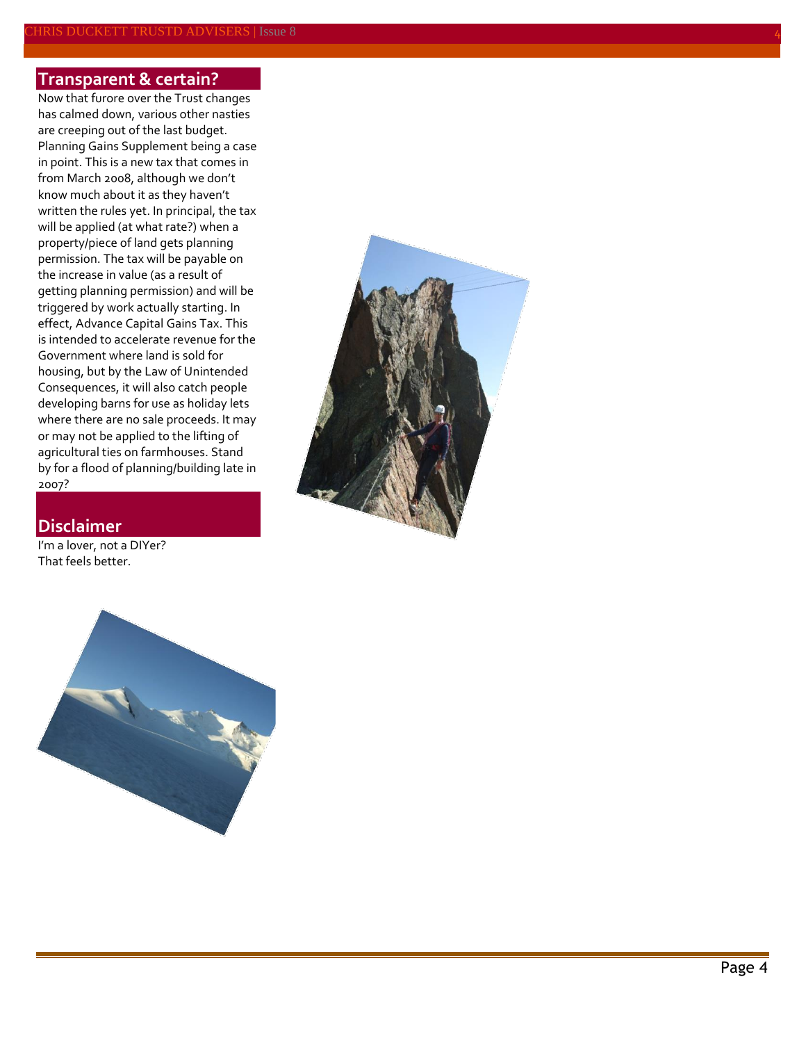## Transparent & certain?

Now that furore over the Trust changes has calmed down, various other nasties are creeping out of the last budget. Planning Gains Supplement being a case in point. This is a new tax that comes in from March 2008, although we don't know much about it as they haven't written the rules yet. In principal, the tax will be applied (at what rate?) when a property/piece of land gets planning permission. The tax will be payable on the increase in value (as a result of getting planning permission) and will be triggered by work actually starting. In effect, Advance Capital Gains Tax. This is intended to accelerate revenue for the Government where land is sold for housing, but by the Law of Unintended Consequences, it will also catch people developing barns for use as holiday lets where there are no sale proceeds. It may or may not be applied to the lifting of agricultural ties on farmhouses. Stand by for a flood of planning/building late in 2007?

## Disclaimer

I'm a lover, not a DIYer?
That feels better.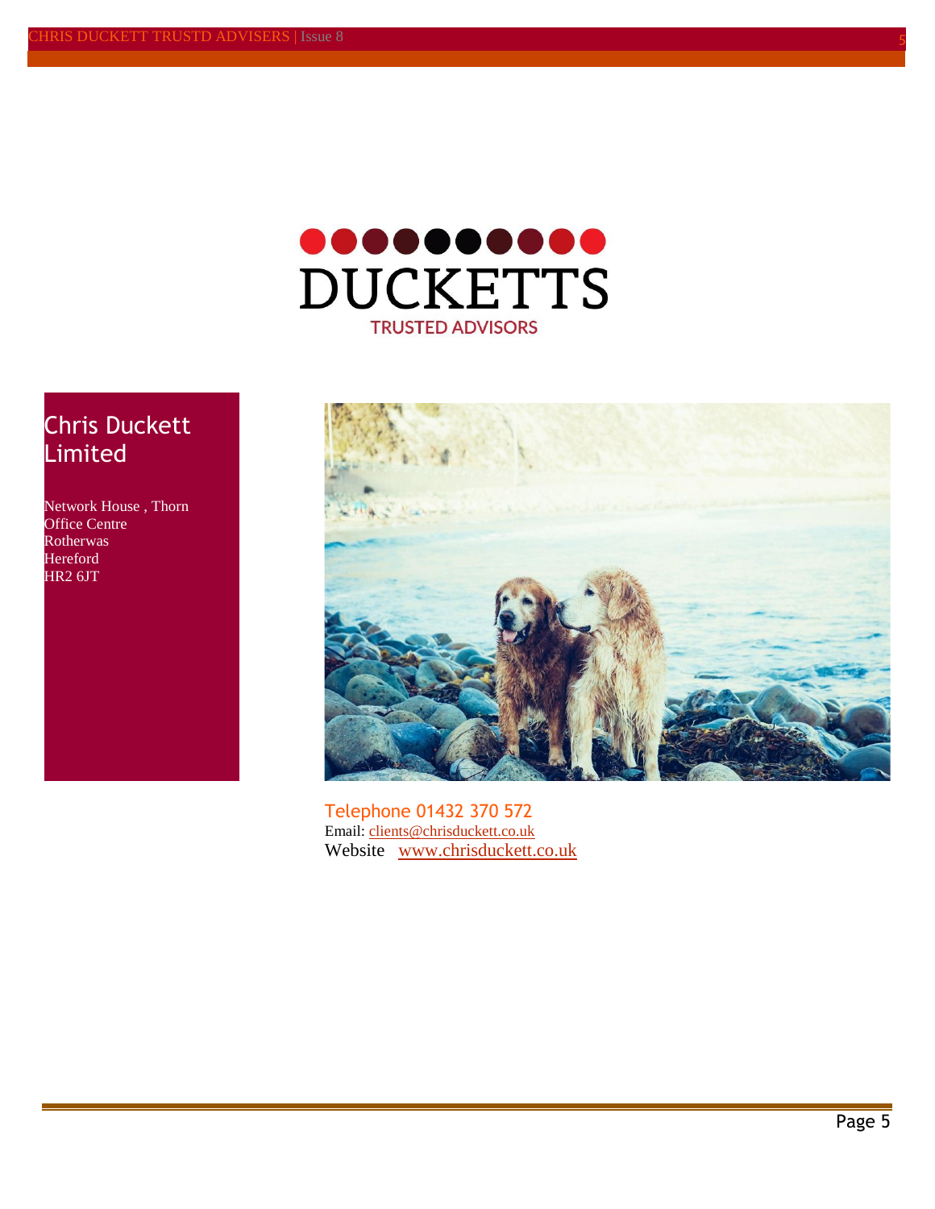DUCKETTS

TRUSTED ADVISORS

## Chris Duckett Limited

Network House , Thorn Office Centre
Rotherwas
Hereford
HR2 6JT

Telephone 01432 370 572
Email: clients@chrisduckett.co.uk
Website www.chrisduckett.co.uk